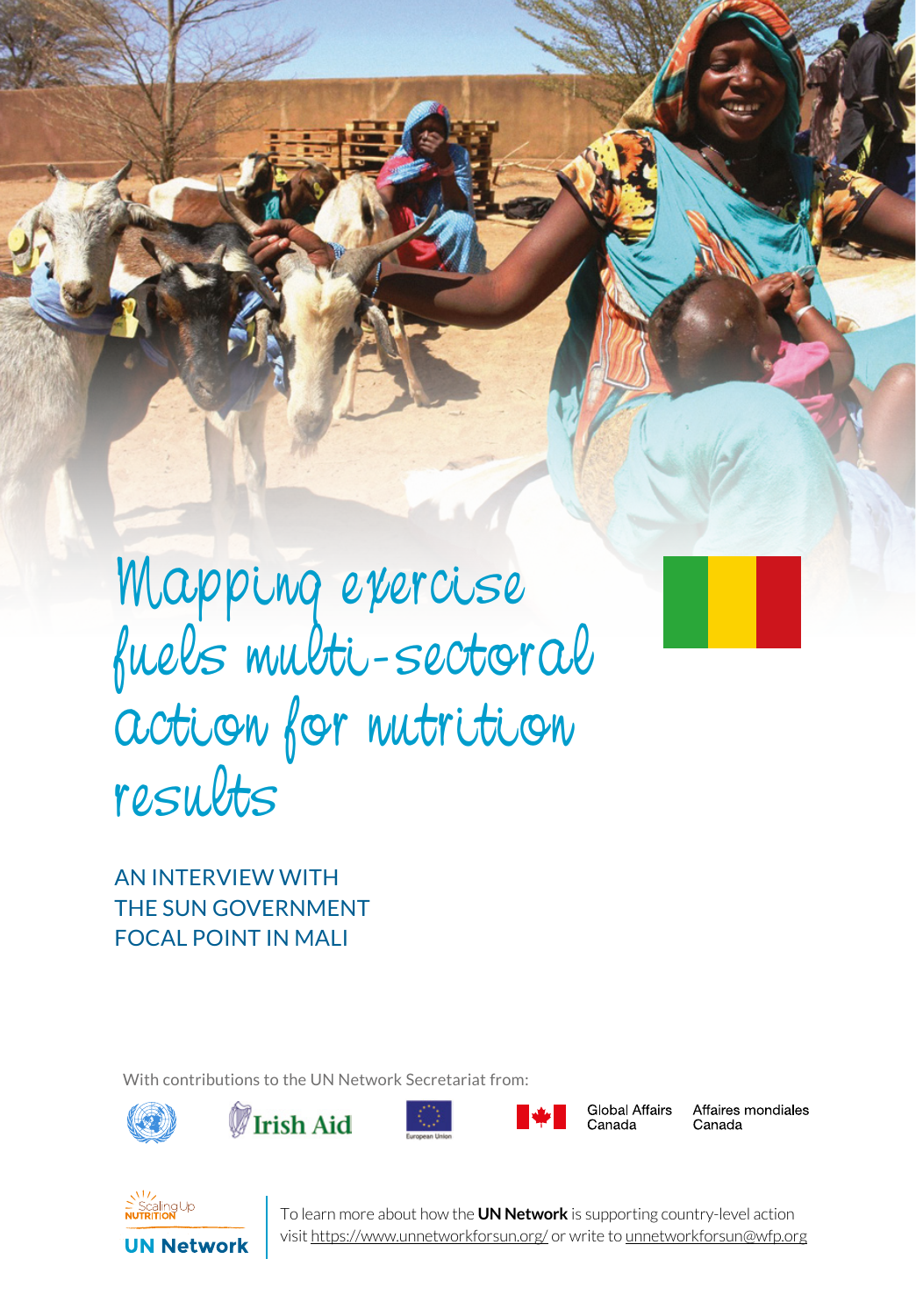# Mapping exercise fuels multi-sectoral action for nutrition results

AN INTERVIEW WITH THE SUN GOVERNMENT FOCAL POINT IN MALI

With contributions to the UN Network Secretariat from:

Irish Aid

European Union

Global Affairs Canada   Affaires mondiales Canada

Scaling Up Nutrition

UN Network

To learn more about how the **UN Network** is supporting country-level action visit https://www.unnetworkforsun.org/ or write to unnetworkforsun@wfp.org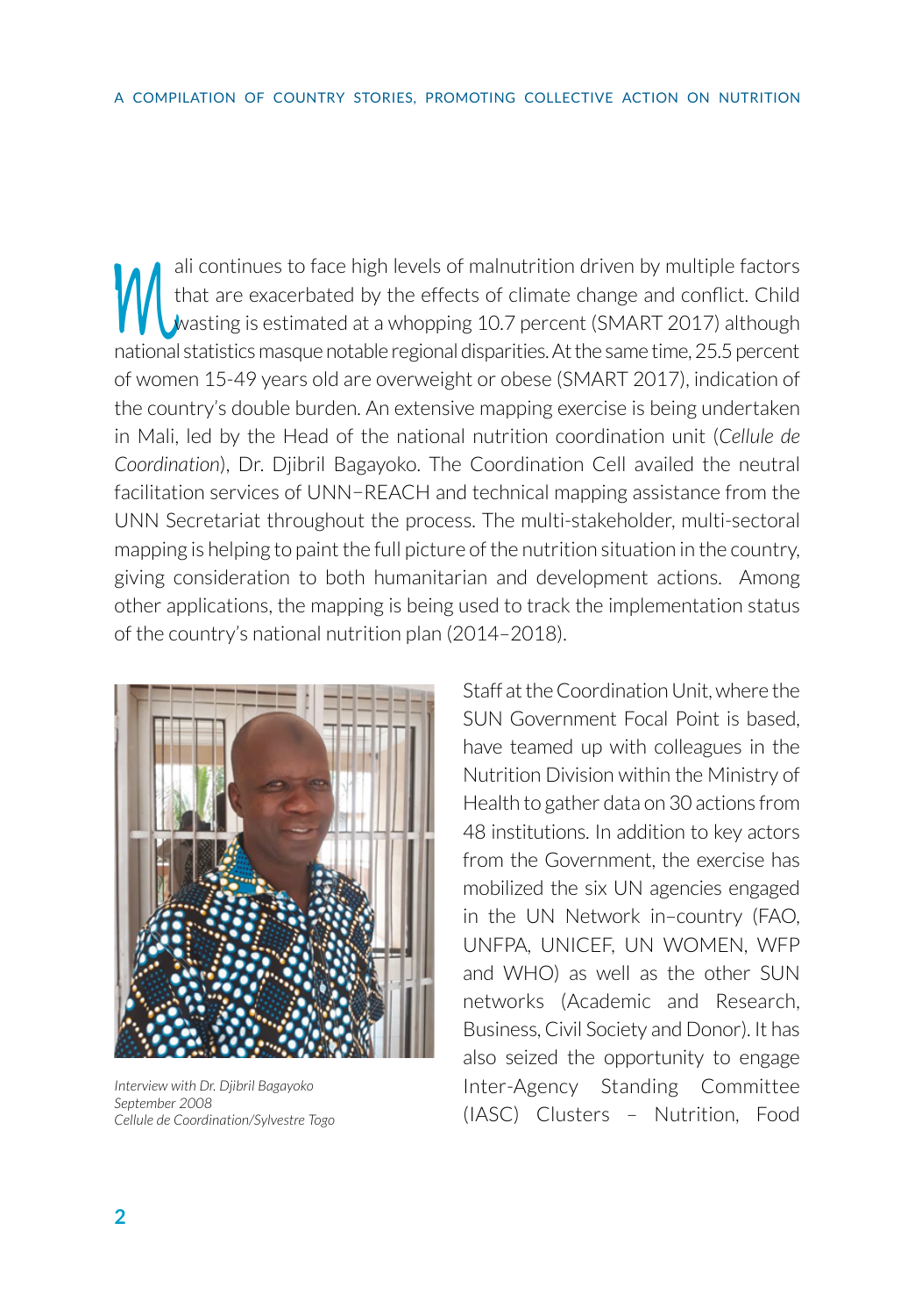Mali continues to face high levels of malnutrition driven by multiple factors that are exacerbated by the effects of climate change and conflict. Child wasting is estimated at a whopping 10.7 percent (SMART 2017) although national statistics masque notable regional disparities. At the same time, 25.5 percent of women 15-49 years old are overweight or obese (SMART 2017), indication of the country's double burden. An extensive mapping exercise is being undertaken in Mali, led by the Head of the national nutrition coordination unit (*Cellule de Coordination*), Dr. Djibril Bagayoko. The Coordination Cell availed the neutral facilitation services of UNN–REACH and technical mapping assistance from the UNN Secretariat throughout the process. The multi-stakeholder, multi-sectoral mapping is helping to paint the full picture of the nutrition situation in the country, giving consideration to both humanitarian and development actions. Among other applications, the mapping is being used to track the implementation status of the country's national nutrition plan (2014–2018).

*Interview with Dr. Djibril Bagayoko*
*September 2008*
*Cellule de Coordination/Sylvestre Togo*

Staff at the Coordination Unit, where the SUN Government Focal Point is based, have teamed up with colleagues in the Nutrition Division within the Ministry of Health to gather data on 30 actions from 48 institutions. In addition to key actors from the Government, the exercise has mobilized the six UN agencies engaged in the UN Network in–country (FAO, UNFPA, UNICEF, UN WOMEN, WFP and WHO) as well as the other SUN networks (Academic and Research, Business, Civil Society and Donor). It has also seized the opportunity to engage Inter-Agency Standing Committee (IASC) Clusters – Nutrition, Food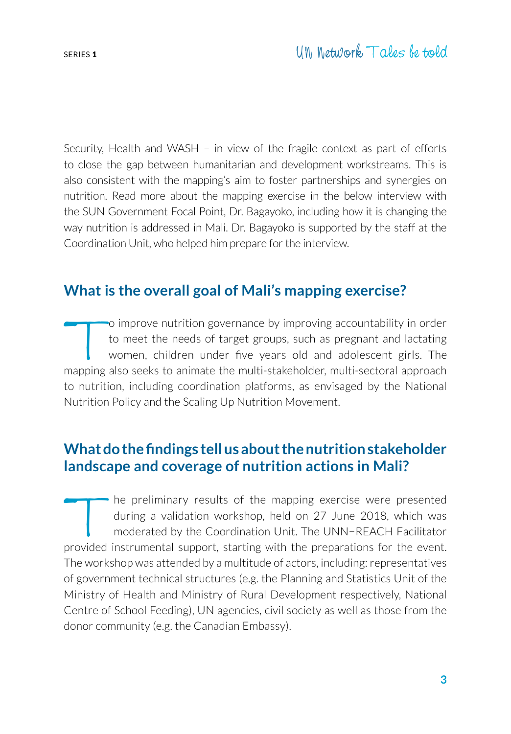Security, Health and WASH – in view of the fragile context as part of efforts to close the gap between humanitarian and development workstreams. This is also consistent with the mapping's aim to foster partnerships and synergies on nutrition. Read more about the mapping exercise in the below interview with the SUN Government Focal Point, Dr. Bagayoko, including how it is changing the way nutrition is addressed in Mali. Dr. Bagayoko is supported by the staff at the Coordination Unit, who helped him prepare for the interview.

## What is the overall goal of Mali's mapping exercise?

To improve nutrition governance by improving accountability in order to meet the needs of target groups, such as pregnant and lactating women, children under five years old and adolescent girls. The mapping also seeks to animate the multi-stakeholder, multi-sectoral approach to nutrition, including coordination platforms, as envisaged by the National Nutrition Policy and the Scaling Up Nutrition Movement.

## What do the findings tell us about the nutrition stakeholder landscape and coverage of nutrition actions in Mali?

The preliminary results of the mapping exercise were presented during a validation workshop, held on 27 June 2018, which was moderated by the Coordination Unit. The UNN–REACH Facilitator provided instrumental support, starting with the preparations for the event. The workshop was attended by a multitude of actors, including: representatives of government technical structures (e.g. the Planning and Statistics Unit of the Ministry of Health and Ministry of Rural Development respectively, National Centre of School Feeding), UN agencies, civil society as well as those from the donor community (e.g. the Canadian Embassy).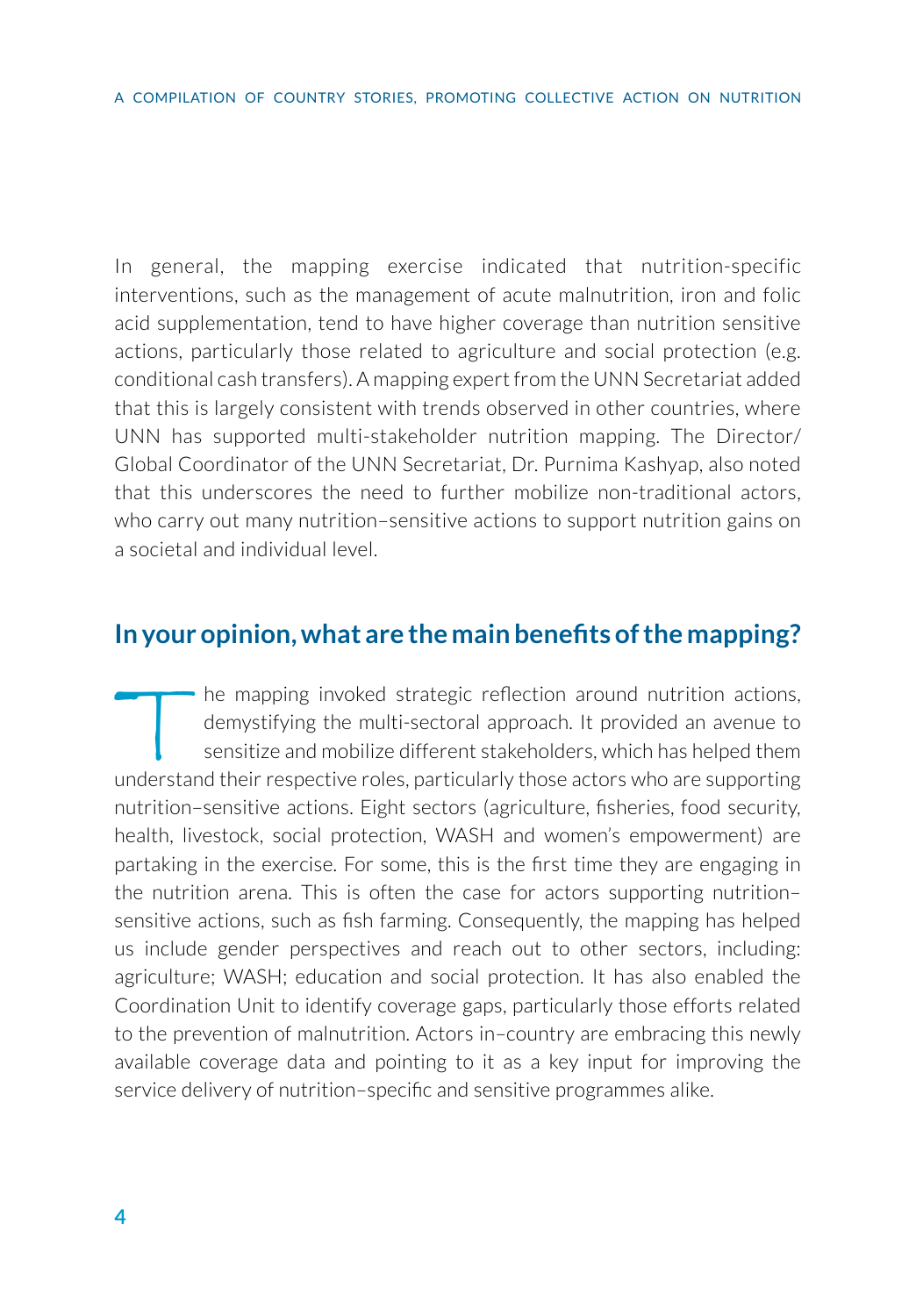In general, the mapping exercise indicated that nutrition-specific interventions, such as the management of acute malnutrition, iron and folic acid supplementation, tend to have higher coverage than nutrition sensitive actions, particularly those related to agriculture and social protection (e.g. conditional cash transfers). A mapping expert from the UNN Secretariat added that this is largely consistent with trends observed in other countries, where UNN has supported multi-stakeholder nutrition mapping. The Director/ Global Coordinator of the UNN Secretariat, Dr. Purnima Kashyap, also noted that this underscores the need to further mobilize non-traditional actors, who carry out many nutrition–sensitive actions to support nutrition gains on a societal and individual level.

## In your opinion, what are the main benefits of the mapping?

The mapping invoked strategic reflection around nutrition actions, demystifying the multi-sectoral approach. It provided an avenue to sensitize and mobilize different stakeholders, which has helped them understand their respective roles, particularly those actors who are supporting nutrition–sensitive actions. Eight sectors (agriculture, fisheries, food security, health, livestock, social protection, WASH and women's empowerment) are partaking in the exercise. For some, this is the first time they are engaging in the nutrition arena. This is often the case for actors supporting nutrition–sensitive actions, such as fish farming. Consequently, the mapping has helped us include gender perspectives and reach out to other sectors, including: agriculture; WASH; education and social protection. It has also enabled the Coordination Unit to identify coverage gaps, particularly those efforts related to the prevention of malnutrition. Actors in–country are embracing this newly available coverage data and pointing to it as a key input for improving the service delivery of nutrition–specific and sensitive programmes alike.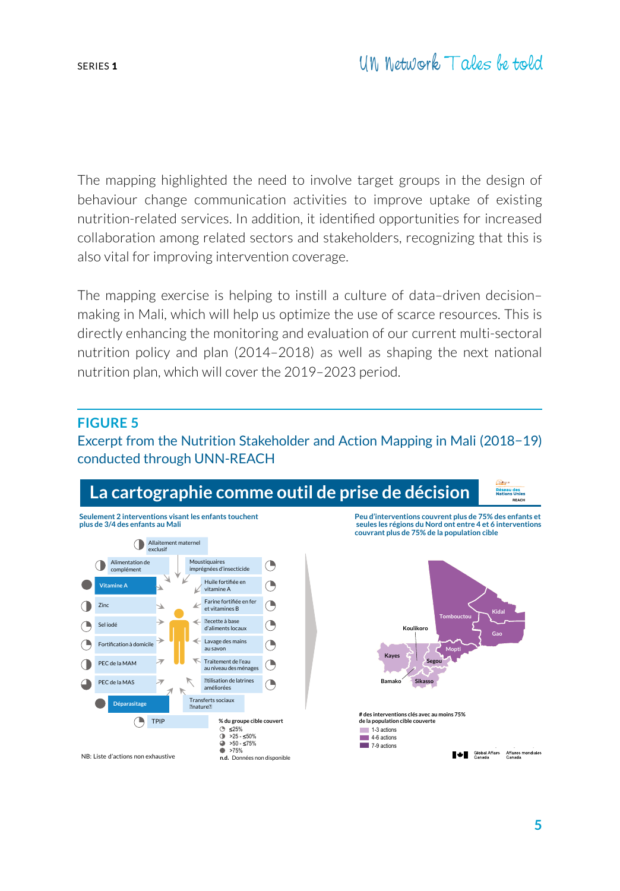The mapping highlighted the need to involve target groups in the design of behaviour change communication activities to improve uptake of existing nutrition-related services. In addition, it identified opportunities for increased collaboration among related sectors and stakeholders, recognizing that this is also vital for improving intervention coverage.

The mapping exercise is helping to instill a culture of data–driven decision–making in Mali, which will help us optimize the use of scarce resources. This is directly enhancing the monitoring and evaluation of our current multi-sectoral nutrition policy and plan (2014–2018) as well as shaping the next national nutrition plan, which will cover the 2019–2023 period.

## FIGURE 5

Excerpt from the Nutrition Stakeholder and Action Mapping in Mali (2018–19) conducted through UNN-REACH

### La cartographie comme outil de prise de décision

**Seulement 2 interventions visant les enfants touchent plus de 3/4 des enfants au Mali**

- Allaitement maternel exclusif
- Alimentation de complément
- Vitamine A
- Zinc
- Sel iodé
- Fortification à domicile
- PEC de la MAM
- PEC de la MAS
- Déparasitage
- TPIP
- Moustiquaires imprégnées d'insecticide
- Huile fortifiée en vitamine A
- Farine fortifiée en fer et vitamines B
- Recette à base d'aliments locaux
- Lavage des mains au savon
- Traitement de l'eau au niveau des ménages
- Utilisation de latrines améliorées
- Transferts sociaux (nature)

% du groupe cible couvert
- ≤25%
- >25 - ≤50%
- >50 - ≤75%
- >75%

n.d. Données non disponible

NB: Liste d'actions non exhaustive

**Peu d'interventions couvrent plus de 75% des enfants et seules les régions du Nord ont entre 4 et 6 interventions couvrant plus de 75% de la population cible**

Tombouctou, Kidal, Gao, Koulikoro, Mopti, Kayes, Segou, Bamako, Sikasso

# des interventions clés avec au moins 75% de la population cible couverte
- 1-3 actions
- 4-6 actions
- 7-9 actions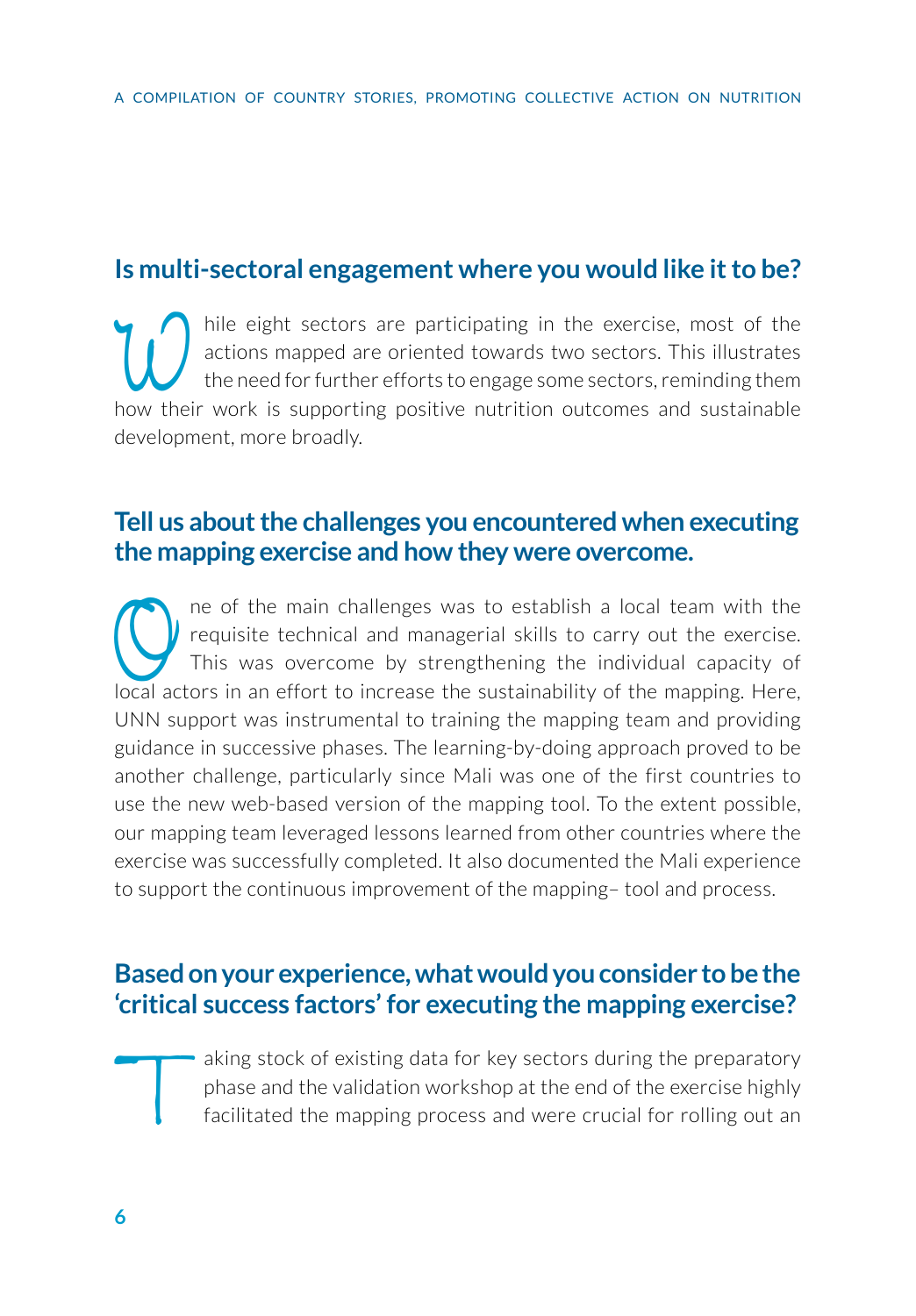## Is multi-sectoral engagement where you would like it to be?

While eight sectors are participating in the exercise, most of the actions mapped are oriented towards two sectors. This illustrates the need for further efforts to engage some sectors, reminding them how their work is supporting positive nutrition outcomes and sustainable development, more broadly.

## Tell us about the challenges you encountered when executing the mapping exercise and how they were overcome.

One of the main challenges was to establish a local team with the requisite technical and managerial skills to carry out the exercise. This was overcome by strengthening the individual capacity of local actors in an effort to increase the sustainability of the mapping. Here, UNN support was instrumental to training the mapping team and providing guidance in successive phases. The learning-by-doing approach proved to be another challenge, particularly since Mali was one of the first countries to use the new web-based version of the mapping tool. To the extent possible, our mapping team leveraged lessons learned from other countries where the exercise was successfully completed. It also documented the Mali experience to support the continuous improvement of the mapping– tool and process.

## Based on your experience, what would you consider to be the 'critical success factors' for executing the mapping exercise?

Taking stock of existing data for key sectors during the preparatory phase and the validation workshop at the end of the exercise highly facilitated the mapping process and were crucial for rolling out an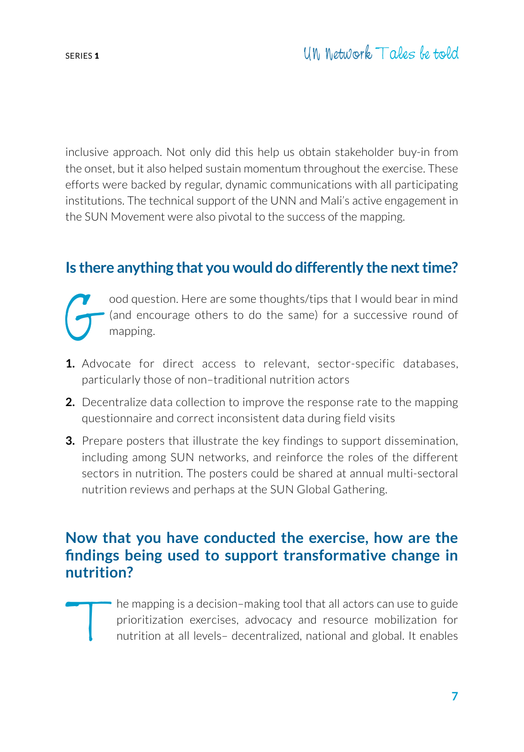inclusive approach. Not only did this help us obtain stakeholder buy-in from the onset, but it also helped sustain momentum throughout the exercise. These efforts were backed by regular, dynamic communications with all participating institutions. The technical support of the UNN and Mali's active engagement in the SUN Movement were also pivotal to the success of the mapping.

## Is there anything that you would do differently the next time?

Good question. Here are some thoughts/tips that I would bear in mind (and encourage others to do the same) for a successive round of mapping.

1. Advocate for direct access to relevant, sector-specific databases, particularly those of non–traditional nutrition actors
2. Decentralize data collection to improve the response rate to the mapping questionnaire and correct inconsistent data during field visits
3. Prepare posters that illustrate the key findings to support dissemination, including among SUN networks, and reinforce the roles of the different sectors in nutrition. The posters could be shared at annual multi-sectoral nutrition reviews and perhaps at the SUN Global Gathering.

## Now that you have conducted the exercise, how are the findings being used to support transformative change in nutrition?

The mapping is a decision–making tool that all actors can use to guide prioritization exercises, advocacy and resource mobilization for nutrition at all levels– decentralized, national and global. It enables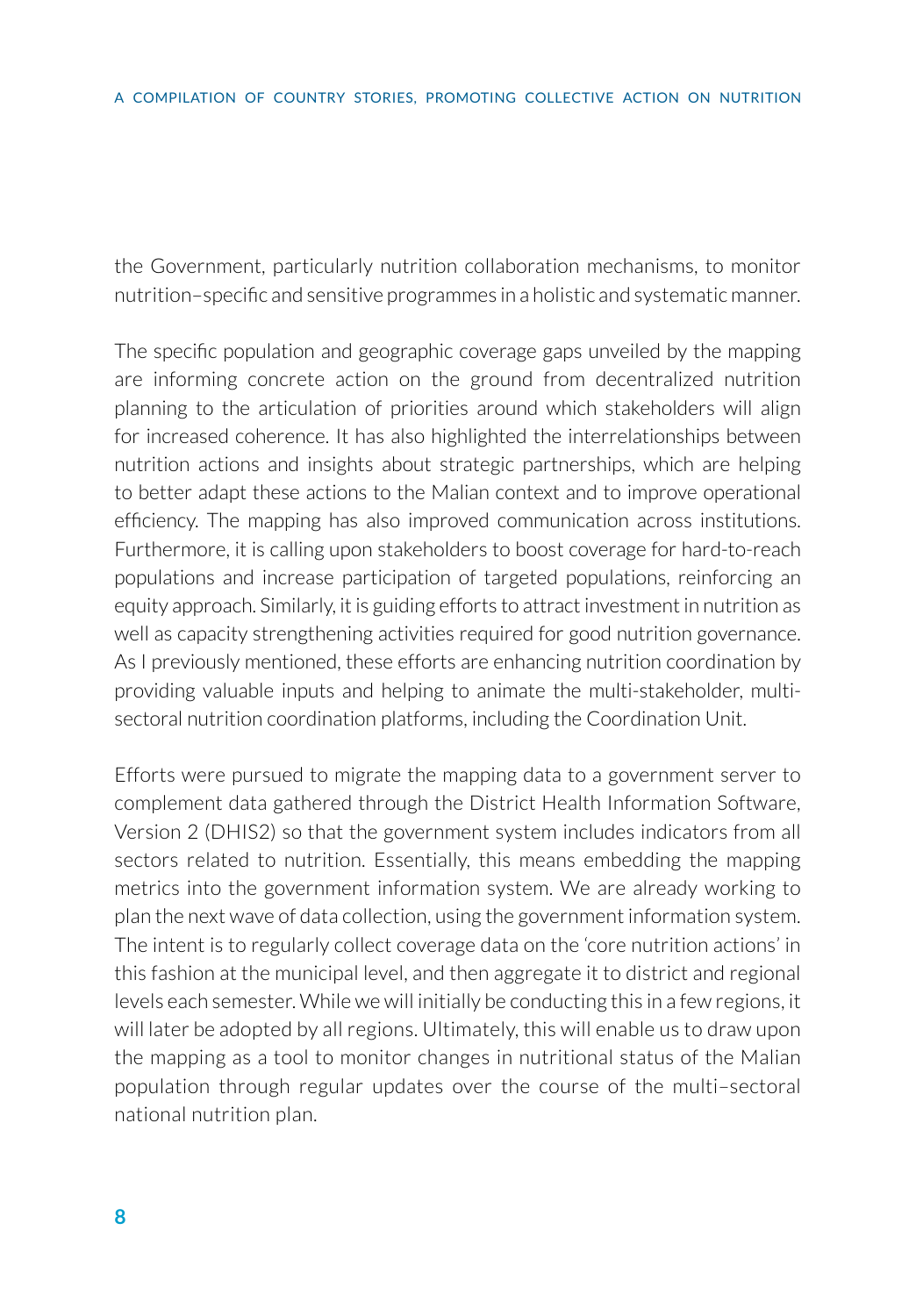the Government, particularly nutrition collaboration mechanisms, to monitor nutrition–specific and sensitive programmes in a holistic and systematic manner.

The specific population and geographic coverage gaps unveiled by the mapping are informing concrete action on the ground from decentralized nutrition planning to the articulation of priorities around which stakeholders will align for increased coherence. It has also highlighted the interrelationships between nutrition actions and insights about strategic partnerships, which are helping to better adapt these actions to the Malian context and to improve operational efficiency. The mapping has also improved communication across institutions. Furthermore, it is calling upon stakeholders to boost coverage for hard-to-reach populations and increase participation of targeted populations, reinforcing an equity approach. Similarly, it is guiding efforts to attract investment in nutrition as well as capacity strengthening activities required for good nutrition governance. As I previously mentioned, these efforts are enhancing nutrition coordination by providing valuable inputs and helping to animate the multi-stakeholder, multi-sectoral nutrition coordination platforms, including the Coordination Unit.

Efforts were pursued to migrate the mapping data to a government server to complement data gathered through the District Health Information Software, Version 2 (DHIS2) so that the government system includes indicators from all sectors related to nutrition. Essentially, this means embedding the mapping metrics into the government information system. We are already working to plan the next wave of data collection, using the government information system. The intent is to regularly collect coverage data on the 'core nutrition actions' in this fashion at the municipal level, and then aggregate it to district and regional levels each semester. While we will initially be conducting this in a few regions, it will later be adopted by all regions. Ultimately, this will enable us to draw upon the mapping as a tool to monitor changes in nutritional status of the Malian population through regular updates over the course of the multi–sectoral national nutrition plan.